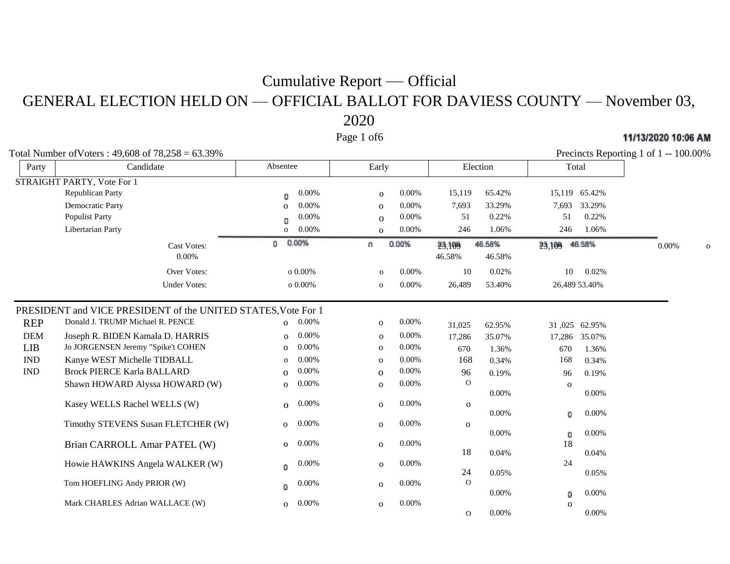# Cumulative Report — Official

## GENERAL ELECTION HELD ON — OFFICIAL BALLOT FOR DAVIESS COUNTY — November 03, 2020

11/13/2020 10:06 AM

Total Number ofVoters : 49,608 of 78,258 = 63.39%

Precincts Reporting 1 of 1 -- 100.00%

| Party | Candidate | Absentee | | Early | | Election | | Total | |
|---|---|---|---|---|---|---|---|---|---|
| | **STRAIGHT PARTY, Vote For 1** | | | | | | | | |
| | Republican Party | 0 | 0.00% | 0 | 0.00% | 15,119 | 65.42% | 15,119 | 65.42% |
| | Democratic Party | 0 | 0.00% | 0 | 0.00% | 7,693 | 33.29% | 7,693 | 33.29% |
| | Populist Party | 0 | 0.00% | 0 | 0.00% | 51 | 0.22% | 51 | 0.22% |
| | Libertarian Party | 0 | 0.00% | 0 | 0.00% | 246 | 1.06% | 246 | 1.06% |
| | Cast Votes: | 0 | 0.00% | 0 | 0.00% | 23,109 | 46.58% | 23,109 | 46.58% |
| | Over Votes: | 0 | 0.00% | 0 | 0.00% | 10 | 0.02% | 10 | 0.02% |
| | Under Votes: | 0 | 0.00% | 0 | 0.00% | 26,489 | 53.40% | 26,489 | 53.40% |
| | **PRESIDENT and VICE PRESIDENT of the UNITED STATES, Vote For 1** | | | | | | | | |
| REP | Donald J. TRUMP Michael R. PENCE | 0 | 0.00% | 0 | 0.00% | 31,025 | 62.95% | 31,025 | 62.95% |
| DEM | Joseph R. BIDEN Kamala D. HARRIS | 0 | 0.00% | 0 | 0.00% | 17,286 | 35.07% | 17,286 | 35.07% |
| LIB | Jo JORGENSEN Jeremy "Spike't COHEN | 0 | 0.00% | 0 | 0.00% | 670 | 1.36% | 670 | 1.36% |
| IND | Kanye WEST Michelle TIDBALL | 0 | 0.00% | 0 | 0.00% | 168 | 0.34% | 168 | 0.34% |
| IND | Brock PIERCE Karla BALLARD | 0 | 0.00% | 0 | 0.00% | 96 | 0.19% | 96 | 0.19% |
| | Shawn HOWARD Alyssa HOWARD (W) | 0 | 0.00% | 0 | 0.00% | 0 | 0.00% | 0 | 0.00% |
| | Kasey WELLS Rachel WELLS (W) | 0 | 0.00% | 0 | 0.00% | 0 | 0.00% | 0 | 0.00% |
| | Timothy STEVENS Susan FLETCHER (W) | 0 | 0.00% | 0 | 0.00% | 0 | 0.00% | 0 | 0.00% |
| | Brian CARROLL Amar PATEL (W) | 0 | 0.00% | 0 | 0.00% | 18 | 0.04% | 18 | 0.04% |
| | Howie HAWKINS Angela WALKER (W) | 0 | 0.00% | 0 | 0.00% | 24 | 0.05% | 24 | 0.05% |
| | Tom HOEFLING Andy PRIOR (W) | 0 | 0.00% | 0 | 0.00% | 0 | 0.00% | 0 | 0.00% |
| | Mark CHARLES Adrian WALLACE (W) | 0 | 0.00% | 0 | 0.00% | 0 | 0.00% | 0 | 0.00% |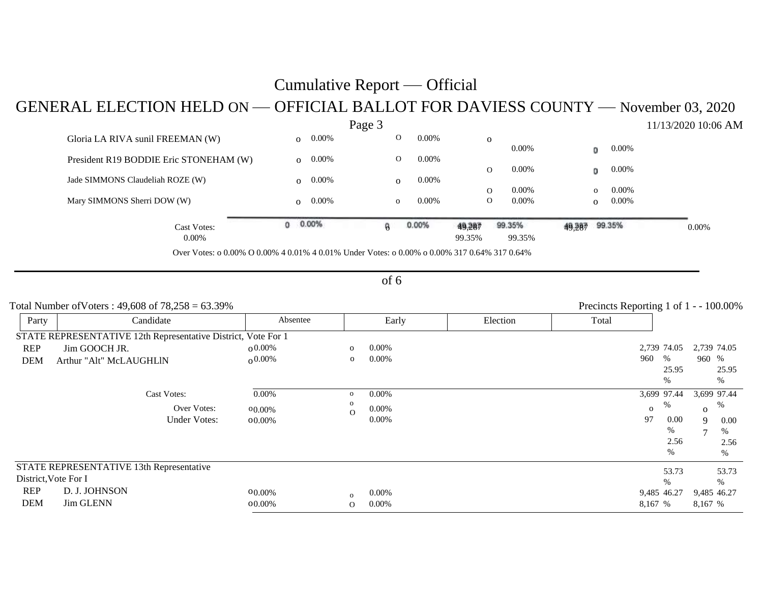# Cumulative Report — Official

## GENERAL ELECTION HELD ON — OFFICIAL BALLOT FOR DAVIESS COUNTY — November 03, 2020

11/13/2020 10:06 AM

| Candidate | Absentee | | Early | | Election | | Total | |
|---|---|---|---|---|---|---|---|---|
| Gloria LA RIVA sunil FREEMAN (W) | o | 0.00% | O | 0.00% | o | 0.00% | 0 | 0.00% |
| President R19 BODDIE Eric STONEHAM (W) | o | 0.00% | O | 0.00% | O | 0.00% | 0 | 0.00% |
| Jade SIMMONS Claudeliah ROZE (W) | o | 0.00% | o | 0.00% | O | 0.00% | o | 0.00% |
| Mary SIMMONS Sherri DOW (W) | o | 0.00% | o | 0.00% | O | 0.00% | o | 0.00% |
| Cast Votes: | 0 | 0.00% | 0 | 0.00% | 49,287 | 99.35% | 49,287 | 99.35% |
| Over Votes: | o | 0.00% | O | 0.00% | 4 | 0.01% | 4 | 0.01% |
| Under Votes: | o | 0.00% | o | 0.00% | 317 | 0.64% | 317 | 0.64% |

Total Number of Voters : 49,608 of 78,258 = 63.39%

Precincts Reporting 1 of 1 - - 100.00%

| Party | Candidate | Absentee | | Early | | Election | | Total | |
|---|---|---|---|---|---|---|---|---|---|
| **STATE REPRESENTATIVE 12th Representative District, Vote For 1** | | | | | | | | | |
| REP | Jim GOOCH JR. | o | 0.00% | o | 0.00% | 2,739 | 74.05% | 2,739 | 74.05% |
| DEM | Arthur "Alt" McLAUGHLlN | o | 0.00% | o | 0.00% | 960 | 25.95% | 960 | 25.95% |
| | Cast Votes: | | 0.00% | o | 0.00% | 3,699 | 97.44% | 3,699 | 97.44% |
| | Over Votes: | o | 0.00% | o | 0.00% | o | 0.00% | o | 0.00% |
| | Under Votes: | o | 0.00% | O | 0.00% | 97 | 2.56% | 97 | 2.56% |
| **STATE REPRESENTATIVE 13th Representative District, Vote For I** | | | | | | | | | |
| REP | D. J. JOHNSON | o | 0.00% | o | 0.00% | 9,485 | 53.73% | 9,485 | 53.73% |
| DEM | Jim GLENN | o | 0.00% | O | 0.00% | 8,167 | 46.27% | 8,167 | 46.27% |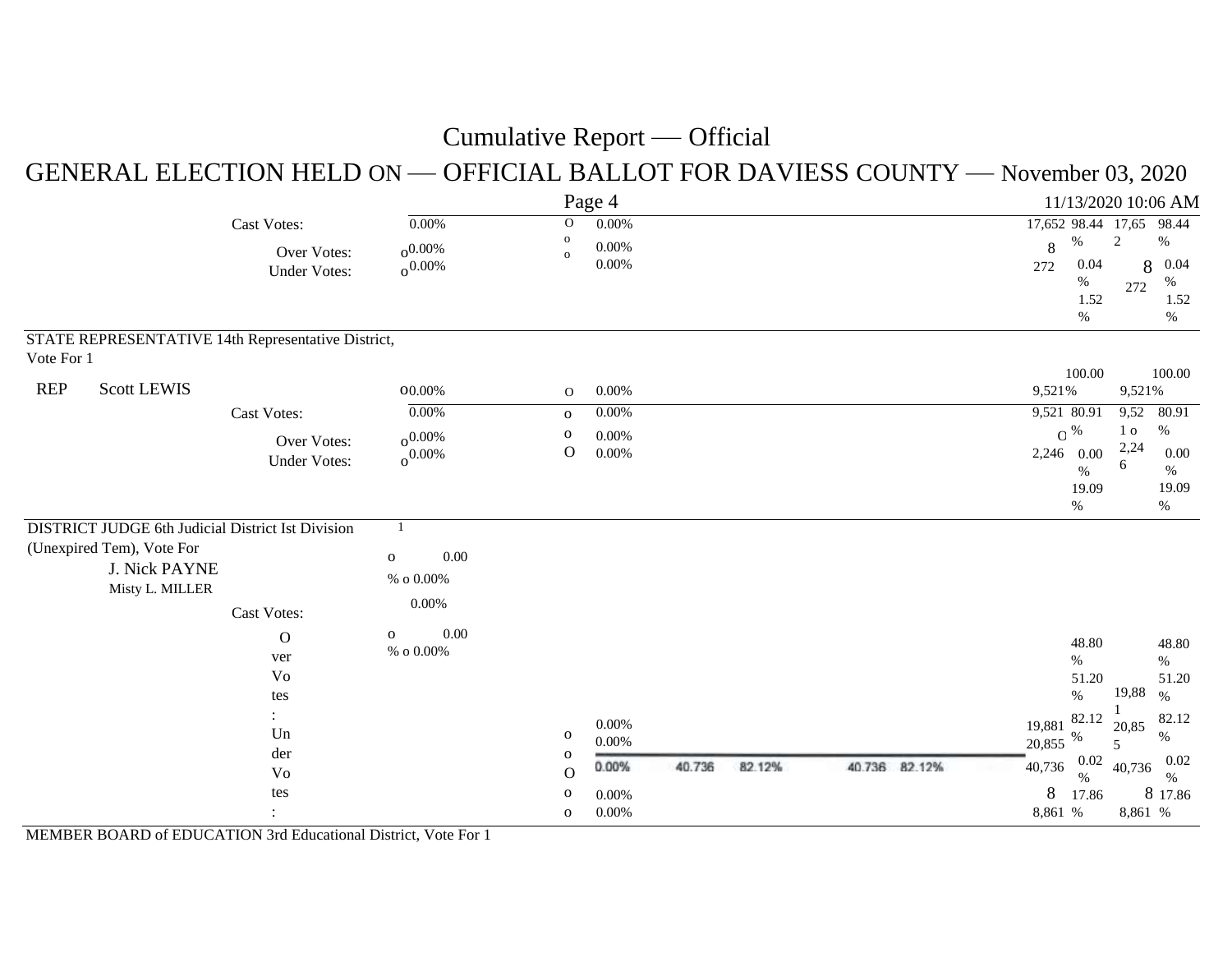# Cumulative Report — Official

## GENERAL ELECTION HELD ON — OFFICIAL BALLOT FOR DAVIESS COUNTY — November 03, 2020

|  |  |  |  |  |  |  |  |
|---|---|---|---|---|---|---|---|
| Cast Votes: | 0.00% | O | 0.00% | 17,652 | 98.44% | 17,652 | 98.44% |
| Over Votes: | 0 0.00% | 0 | 0.00% | 8 | 0.04% | 8 | 0.04% |
| Under Votes: | 0 0.00% | 0 | 0.00% | 272 | 1.52% | 272 | 1.52% |

### STATE REPRESENTATIVE 14th Representative District, Vote For 1

|  |  |  |  |  |  |  |  |
|---|---|---|---|---|---|---|---|
| REP Scott LEWIS | 0 0.00% | O | 0.00% | 9,521 | 100.00% | 9,521 | 100.00% |
| Cast Votes: | 0.00% | o | 0.00% | 9,521 | 80.91% | 9,521 | 80.91% |
| Over Votes: | 0 0.00% | o | 0.00% | 0 | 0.00% | 0 | 0.00% |
| Under Votes: | 0 0.00% | O | 0.00% | 2,246 | 19.09% | 2,246 | 19.09% |

### DISTRICT JUDGE 6th Judicial District Ist Division (Unexpired Tem), Vote For 1

|  |  |  |  |  |  |  |  |
|---|---|---|---|---|---|---|---|
| J. Nick PAYNE | o 0.00% | o | 0.00% | 19,881 | 48.80% | 19,881 | 48.80% |
| Misty L. MILLER | o 0.00% | o | 0.00% | 20,855 | 51.20% | 20,855 | 51.20% |
| Cast Votes: | 0.00% | O | 0.00% | 40,736 | 82.12% | 40,736 | 82.12% |
| Over Votes: | o 0.00% | o | 0.00% | 8 | 0.02% | 8 | 0.02% |
| Under Votes: | o 0.00% | o | 0.00% | 8,861 | 17.86% | 8,861 | 17.86% |

### MEMBER BOARD of EDUCATION 3rd Educational District, Vote For 1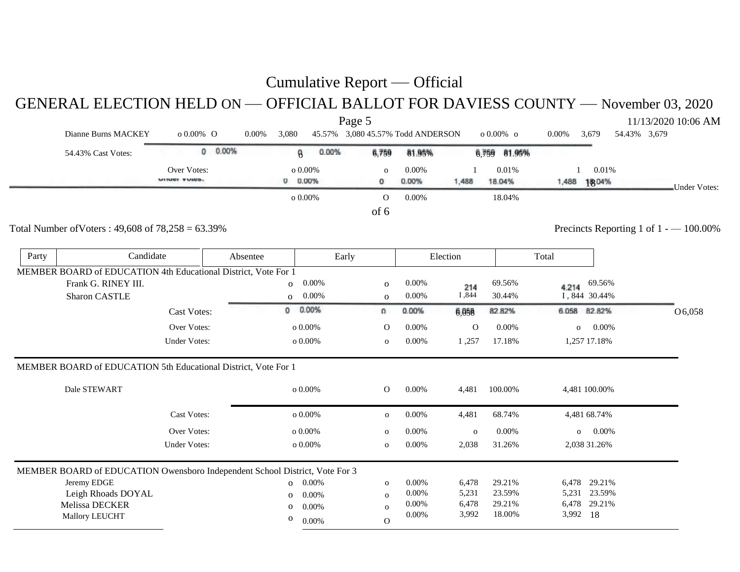# Cumulative Report — Official

## GENERAL ELECTION HELD ON — OFFICIAL BALLOT FOR DAVIESS COUNTY — November 03, 2020

11/13/2020 10:06 AM

Dianne Burns MACKEY o 0.00% O 0.00% 3,080 45.57% 3,080 45.57% Todd ANDERSON o 0.00% o 0.00% 3,679 54.43% 3,679

54.43% Cast Votes: 0 0.00% 0 0.00% 6,759 81.95% 6,759 81.95%

Over Votes: o 0.00% o 0.00% 1 0.01% 1 0.01%

Under Votes: 0 0.00% 0 0.00% 1,488 18.04% 1,488 18.04%

o 0.00% O 0.00% 18.04%

Total Number of Voters : 49,608 of 78,258 = 63.39%

Precincts Reporting 1 of 1 - — 100.00%

| Party | Candidate | Absentee | | Early | | Election | | Total | |
|---|---|---|---|---|---|---|---|---|---|
| **MEMBER BOARD of EDUCATION 4th Educational District, Vote For 1** | | | | | | | | | |
| | Frank G. RINEY III. | o | 0.00% | o | 0.00% | 4,214 | 69.56% | 4,214 | 69.56% |
| | Sharon CASTLE | o | 0.00% | o | 0.00% | 1,844 | 30.44% | 1,844 | 30.44% |
| | Cast Votes: | 0 | 0.00% | 0 | 0.00% | 6,058 | 82.82% | 6,058 | 82.82% |
| | Over Votes: | o | 0.00% | O | 0.00% | O | 0.00% | o | 0.00% |
| | Under Votes: | o | 0.00% | o | 0.00% | 1,257 | 17.18% | 1,257 | 17.18% |
| **MEMBER BOARD of EDUCATION 5th Educational District, Vote For 1** | | | | | | | | | |
| | Dale STEWART | o | 0.00% | O | 0.00% | 4,481 | 100.00% | 4,481 | 100.00% |
| | Cast Votes: | o | 0.00% | o | 0.00% | 4,481 | 68.74% | 4,481 | 68.74% |
| | Over Votes: | o | 0.00% | o | 0.00% | o | 0.00% | o | 0.00% |
| | Under Votes: | o | 0.00% | o | 0.00% | 2,038 | 31.26% | 2,038 | 31.26% |
| **MEMBER BOARD of EDUCATION Owensboro Independent School District, Vote For 3** | | | | | | | | | |
| | Jeremy EDGE | o | 0.00% | o | 0.00% | 6,478 | 29.21% | 6,478 | 29.21% |
| | Leigh Rhoads DOYAL | o | 0.00% | o | 0.00% | 5,231 | 23.59% | 5,231 | 23.59% |
| | Melissa DECKER | o | 0.00% | o | 0.00% | 6,478 | 29.21% | 6,478 | 29.21% |
| | Mallory LEUCHT | o | 0.00% | O | 0.00% | 3,992 | 18.00% | 3,992 | 18 |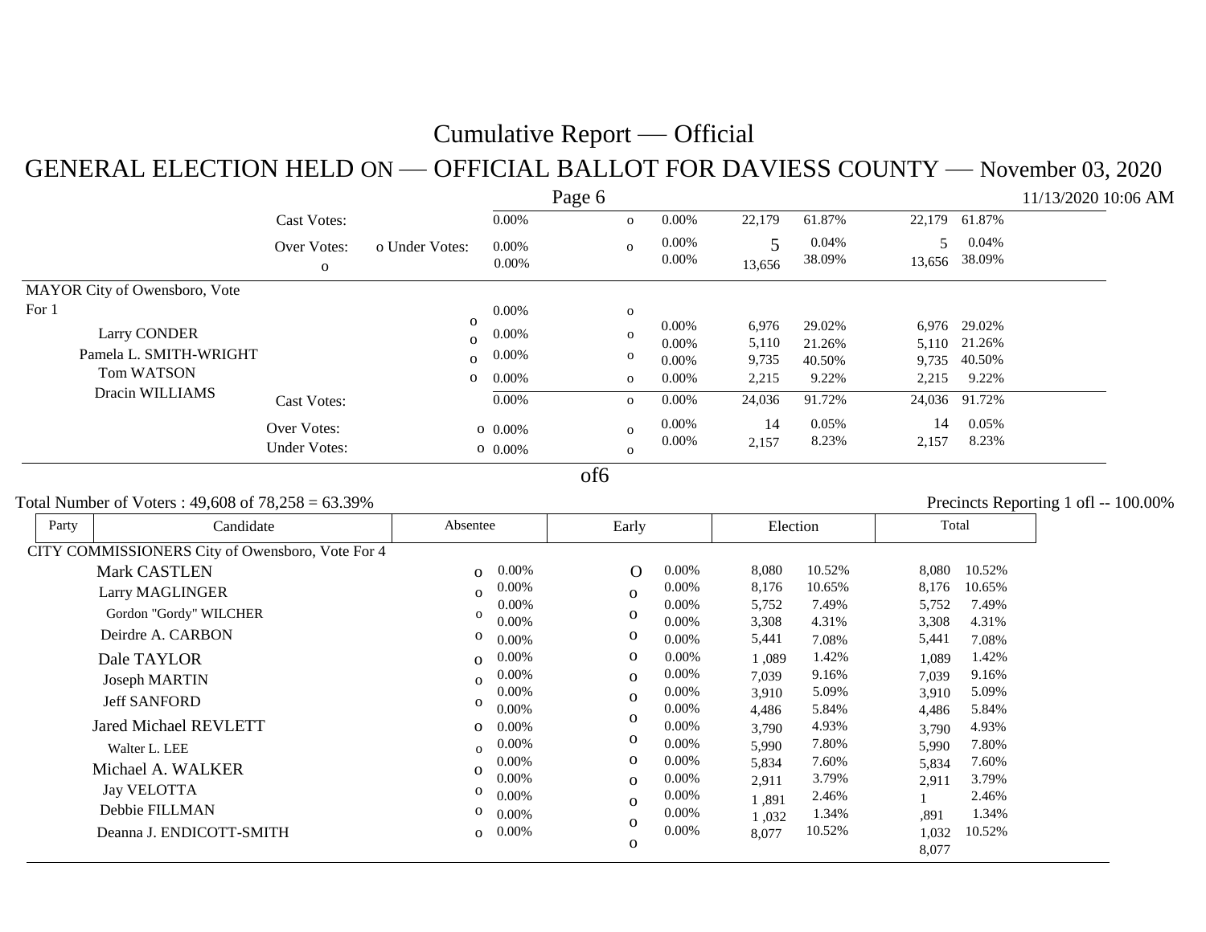# Cumulative Report — Official

## GENERAL ELECTION HELD ON — OFFICIAL BALLOT FOR DAVIESS COUNTY — November 03, 2020

11/13/2020 10:06 AM

| | Absentee | | Early | | Election | | Total | |
|---|---|---|---|---|---|---|---|---|
| Cast Votes: | | 0.00% | o | 0.00% | 22,179 | 61.87% | 22,179 | 61.87% |
| Over Votes: | | 0.00% | o | 0.00% | 5 | 0.04% | 5 | 0.04% |
| Under Votes: | o | 0.00% | | 0.00% | 13,656 | 38.09% | 13,656 | 38.09% |

**MAYOR City of Owensboro, Vote For 1**

| Candidate | Absentee | | Early | | Election | | Total | |
|---|---|---|---|---|---|---|---|---|
| Larry CONDER | o | 0.00% | o | 0.00% | 6,976 | 29.02% | 6,976 | 29.02% |
| Pamela L. SMITH-WRIGHT | o | 0.00% | o | 0.00% | 5,110 | 21.26% | 5,110 | 21.26% |
| Tom WATSON | o | 0.00% | o | 0.00% | 9,735 | 40.50% | 9,735 | 40.50% |
| Dracin WILLIAMS | o | 0.00% | o | 0.00% | 2,215 | 9.22% | 2,215 | 9.22% |
| Cast Votes: | | 0.00% | o | 0.00% | 24,036 | 91.72% | 24,036 | 91.72% |
| Over Votes: | o | 0.00% | o | 0.00% | 14 | 0.05% | 14 | 0.05% |
| Under Votes: | o | 0.00% | o | 0.00% | 2,157 | 8.23% | 2,157 | 8.23% |

Total Number of Voters : 49,608 of 78,258 = 63.39%

Precincts Reporting 1 ofl -- 100.00%

| Party | Candidate | Absentee | | Early | | Election | | Total | |
|---|---|---|---|---|---|---|---|---|---|
| | **CITY COMMISSIONERS City of Owensboro, Vote For 4** | | | | | | | | |
| | Mark CASTLEN | o | 0.00% | O | 0.00% | 8,080 | 10.52% | 8,080 | 10.52% |
| | Larry MAGLINGER | o | 0.00% | o | 0.00% | 8,176 | 10.65% | 8,176 | 10.65% |
| | Gordon "Gordy" WILCHER | o | 0.00% | o | 0.00% | 5,752 | 7.49% | 5,752 | 7.49% |
| | | | 0.00% | | 0.00% | 3,308 | 4.31% | 3,308 | 4.31% |
| | Deirdre A. CARBON | o | 0.00% | o | 0.00% | 5,441 | 7.08% | 5,441 | 7.08% |
| | Dale TAYLOR | o | 0.00% | o | 0.00% | 1,089 | 1.42% | 1,089 | 1.42% |
| | Joseph MARTIN | o | 0.00% | o | 0.00% | 7,039 | 9.16% | 7,039 | 9.16% |
| | Jeff SANFORD | o | 0.00% | o | 0.00% | 3,910 | 5.09% | 3,910 | 5.09% |
| | | | 0.00% | o | 0.00% | 4,486 | 5.84% | 4,486 | 5.84% |
| | Jared Michael REVLETT | o | 0.00% | | 0.00% | 3,790 | 4.93% | 3,790 | 4.93% |
| | Walter L. LEE | o | 0.00% | o | 0.00% | 5,990 | 7.80% | 5,990 | 7.80% |
| | Michael A. WALKER | o | 0.00% | o | 0.00% | 5,834 | 7.60% | 5,834 | 7.60% |
| | | | 0.00% | o | 0.00% | 2,911 | 3.79% | 2,911 | 3.79% |
| | Jay VELOTTA | o | 0.00% | o | 0.00% | 1,891 | 2.46% | 1,891 | 2.46% |
| | Debbie FILLMAN | o | 0.00% | o | 0.00% | 1,032 | 1.34% | 1,032 | 1.34% |
| | Deanna J. ENDICOTT-SMITH | o | 0.00% | o | 0.00% | 8,077 | 10.52% | 8,077 | 10.52% |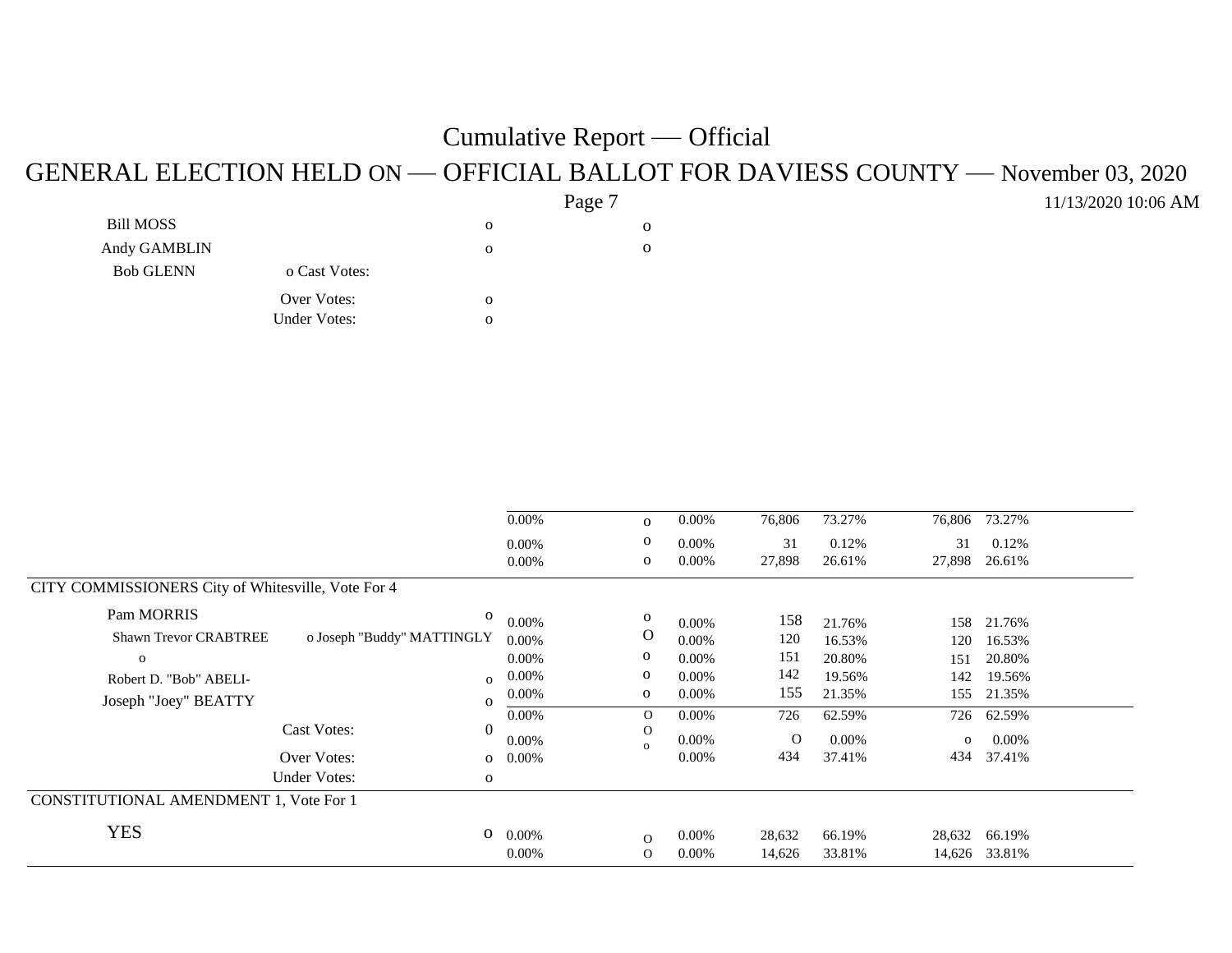# Cumulative Report — Official

## GENERAL ELECTION HELD ON — OFFICIAL BALLOT FOR DAVIESS COUNTY — November 03, 2020

11/13/2020 10:06 AM

| | | | | | | | | |
|---|---|---|---|---|---|---|---|---|
| Bill MOSS | o | | o | | | | | |
| Andy GAMBLIN | o | | o | | | | | |
| Bob GLENN | | | | | | | | |
| Cast Votes: | | 0.00% | o | 0.00% | 76,806 | 73.27% | 76,806 | 73.27% |
| Over Votes: | o | 0.00% | o | 0.00% | 31 | 0.12% | 31 | 0.12% |
| Under Votes: | o | 0.00% | o | 0.00% | 27,898 | 26.61% | 27,898 | 26.61% |

### CITY COMMISSIONERS City of Whitesville, Vote For 4

| | | | | | | | | |
|---|---|---|---|---|---|---|---|---|
| Pam MORRIS | o | 0.00% | o | 0.00% | 158 | 21.76% | 158 | 21.76% |
| Shawn Trevor CRABTREE | o | 0.00% | O | 0.00% | 120 | 16.53% | 120 | 16.53% |
| Joseph "Buddy" MATTINGLY | o | 0.00% | o | 0.00% | 151 | 20.80% | 151 | 20.80% |
| Robert D. "Bob" ABELI- | o | 0.00% | o | 0.00% | 142 | 19.56% | 142 | 19.56% |
| Joseph "Joey" BEATTY | o | 0.00% | o | 0.00% | 155 | 21.35% | 155 | 21.35% |
| Cast Votes: | 0 | 0.00% | O | 0.00% | 726 | 62.59% | 726 | 62.59% |
| Over Votes: | o | 0.00% | O | 0.00% | O | 0.00% | o | 0.00% |
| Under Votes: | o | 0.00% | o | 0.00% | 434 | 37.41% | 434 | 37.41% |

### CONSTITUTIONAL AMENDMENT 1, Vote For 1

| | | | | | | | | |
|---|---|---|---|---|---|---|---|---|
| YES | o | 0.00% | O | 0.00% | 28,632 | 66.19% | 28,632 | 66.19% |
| | | 0.00% | O | 0.00% | 14,626 | 33.81% | 14,626 | 33.81% |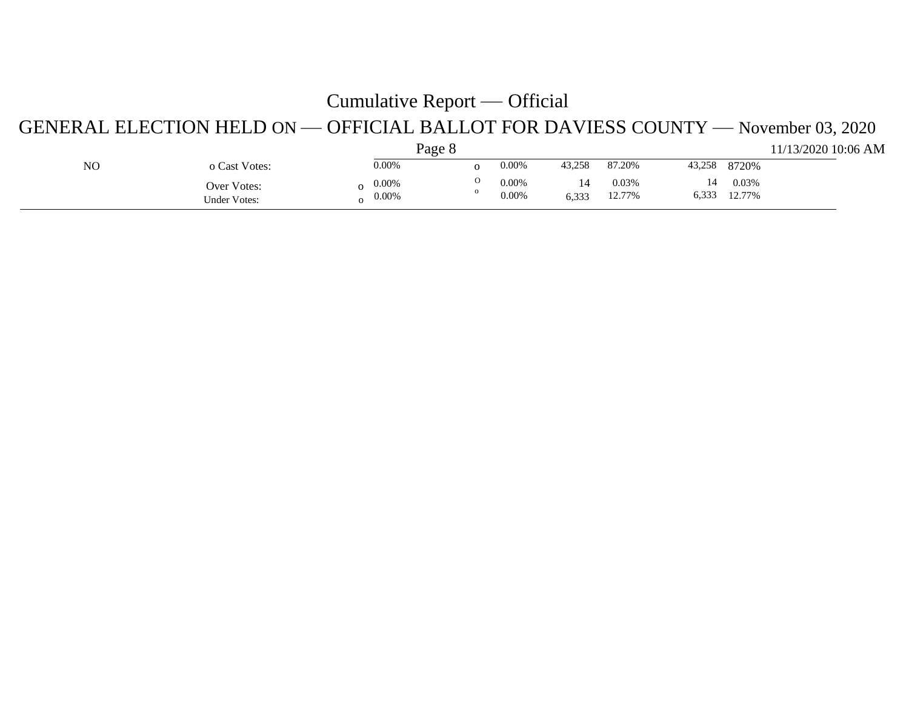# Cumulative Report — Official

## GENERAL ELECTION HELD ON — OFFICIAL BALLOT FOR DAVIESS COUNTY — November 03, 2020

11/13/2020 10:06 AM

| NO | | | | | | | | | |
|---|---|---|---|---|---|---|---|---|---|
| Cast Votes: | o | 0.00% | o | 0.00% | 43,258 | 87.20% | 43,258 | 8720% |
| Over Votes: | o | 0.00% | O | 0.00% | 14 | 0.03% | 14 | 0.03% |
| Under Votes: | o | 0.00% | o | 0.00% | 6,333 | 12.77% | 6,333 | 12.77% |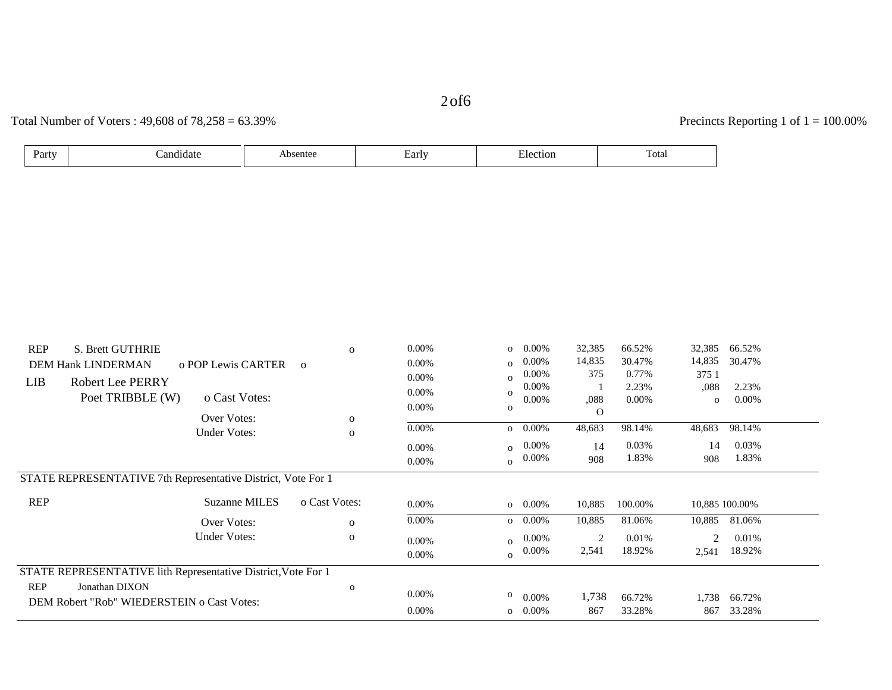Total Number of Voters : 49,608 of 78,258 = 63.39%

Precincts Reporting 1 of 1 = 100.00%

| Party | Candidate | Absentee | | Early | | Election | | Total | |
|---|---|---|---|---|---|---|---|---|---|
| REP | S. Brett GUTHRIE | o | 0.00% | o | 0.00% | 32,385 | 66.52% | 32,385 | 66.52% |
| DEM | Hank LINDERMAN | o | 0.00% | o | 0.00% | 14,835 | 30.47% | 14,835 | 30.47% |
| POP | Lewis CARTER | o | 0.00% | o | 0.00% | 375 | 0.77% | 375 | 0.77% |
| LIB | Robert Lee PERRY | | 0.00% | o | 0.00% | 1,088 | 2.23% | 1,088 | 2.23% |
| | Poet TRIBBLE (W) | o | 0.00% | o | 0.00% | O | 0.00% | o | 0.00% |
| | Cast Votes: | | 0.00% | o | 0.00% | 48,683 | 98.14% | 48,683 | 98.14% |
| | Over Votes: | o | 0.00% | o | 0.00% | 14 | 0.03% | 14 | 0.03% |
| | Under Votes: | o | 0.00% | o | 0.00% | 908 | 1.83% | 908 | 1.83% |

STATE REPRESENTATIVE 7th Representative District, Vote For 1

| Party | Candidate | Absentee | | Early | | Election | | Total | |
|---|---|---|---|---|---|---|---|---|---|
| REP | Suzanne MILES | o | 0.00% | o | 0.00% | 10,885 | 100.00% | 10,885 | 100.00% |
| | Cast Votes: | | 0.00% | o | 0.00% | 10,885 | 81.06% | 10,885 | 81.06% |
| | Over Votes: | o | 0.00% | o | 0.00% | 2 | 0.01% | 2 | 0.01% |
| | Under Votes: | o | 0.00% | o | 0.00% | 2,541 | 18.92% | 2,541 | 18.92% |

STATE REPRESENTATIVE lith Representative District,Vote For 1

| Party | Candidate | Absentee | | Early | | Election | | Total | |
|---|---|---|---|---|---|---|---|---|---|
| REP | Jonathan DIXON | o | 0.00% | o | 0.00% | 1,738 | 66.72% | 1,738 | 66.72% |
| DEM | Robert "Rob" WIEDERSTEIN | o | 0.00% | o | 0.00% | 867 | 33.28% | 867 | 33.28% |
| | Cast Votes: | | | | | | | | |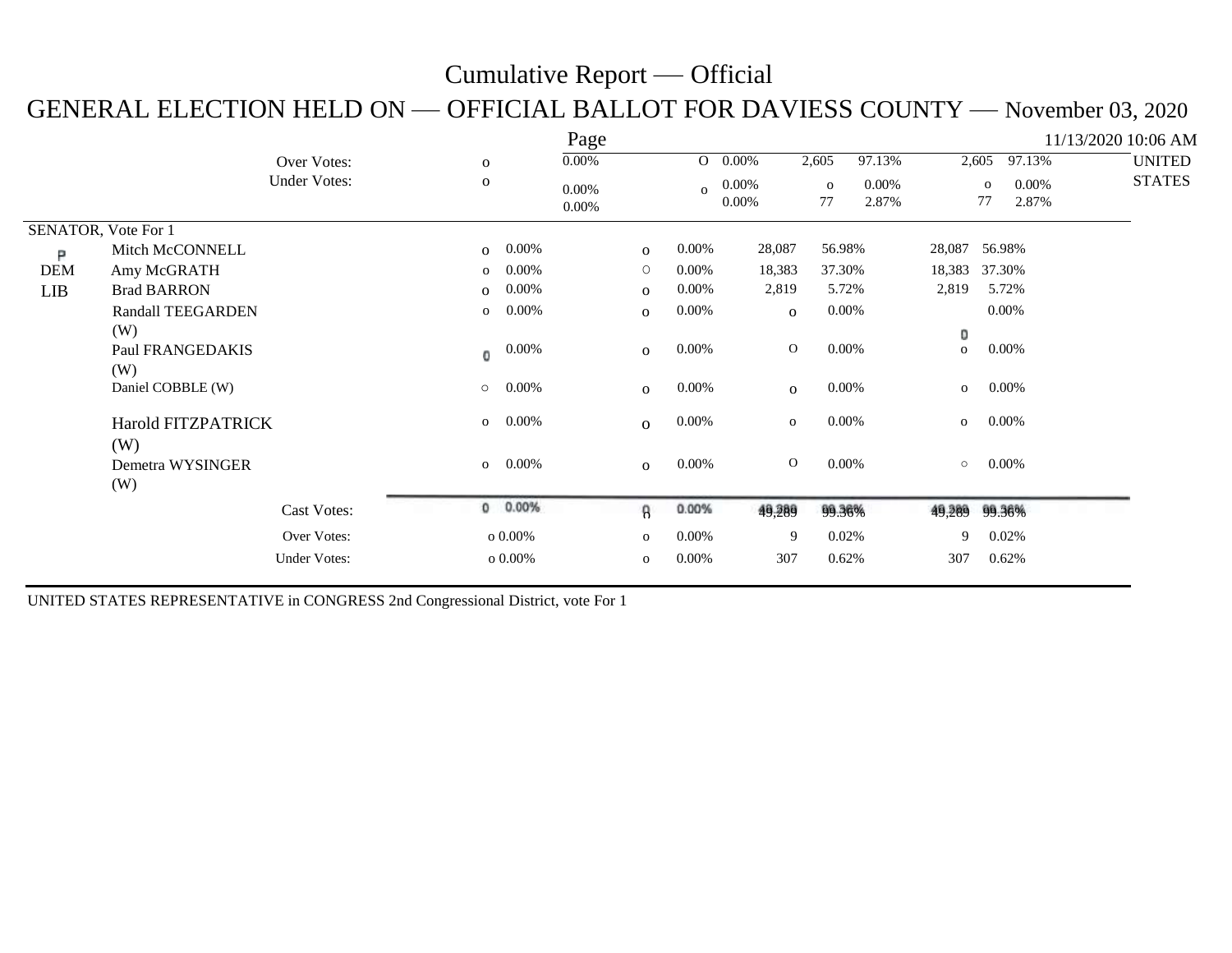# Cumulative Report — Official

## GENERAL ELECTION HELD ON — OFFICIAL BALLOT FOR DAVIESS COUNTY — November 03, 2020

Page 11/13/2020 10:06 AM

| | | | | | | | | | | UNITED STATES |
|---|---|---|---|---|---|---|---|---|---|---|
| | Over Votes: | o | 0.00% | O | 0.00% | 2,605 | 97.13% | 2,605 | 97.13% | |
| | Under Votes: | o | 0.00% | o | 0.00% | o | 0.00% | o | 0.00% | |
| | | | 0.00% | | 0.00% | 77 | 2.87% | 77 | 2.87% | |

SENATOR, Vote For 1

| Party | Candidate | | | | | | | | |
|---|---|---|---|---|---|---|---|---|---|
| P | Mitch McCONNELL | o | 0.00% | o | 0.00% | 28,087 | 56.98% | 28,087 | 56.98% |
| DEM | Amy McGRATH | o | 0.00% | O | 0.00% | 18,383 | 37.30% | 18,383 | 37.30% |
| LIB | Brad BARRON | o | 0.00% | o | 0.00% | 2,819 | 5.72% | 2,819 | 5.72% |
| | Randall TEEGARDEN (W) | o | 0.00% | o | 0.00% | o | 0.00% | | 0.00% |
| | Paul FRANGEDAKIS (W) | 0 | 0.00% | o | 0.00% | O | 0.00% | 0 o | 0.00% |
| | Daniel COBBLE (W) | o | 0.00% | o | 0.00% | o | 0.00% | o | 0.00% |
| | Harold FITZPATRICK (W) | o | 0.00% | o | 0.00% | o | 0.00% | o | 0.00% |
| | Demetra WYSINGER (W) | o | 0.00% | o | 0.00% | O | 0.00% | o | 0.00% |
| | Cast Votes: | 0 | 0.00% | 0 | 0.00% | 49,289 | 99.36% | 49,289 | 99.36% |
| | Over Votes: | o | 0.00% | o | 0.00% | 9 | 0.02% | 9 | 0.02% |
| | Under Votes: | o | 0.00% | o | 0.00% | 307 | 0.62% | 307 | 0.62% |

UNITED STATES REPRESENTATIVE in CONGRESS 2nd Congressional District, vote For 1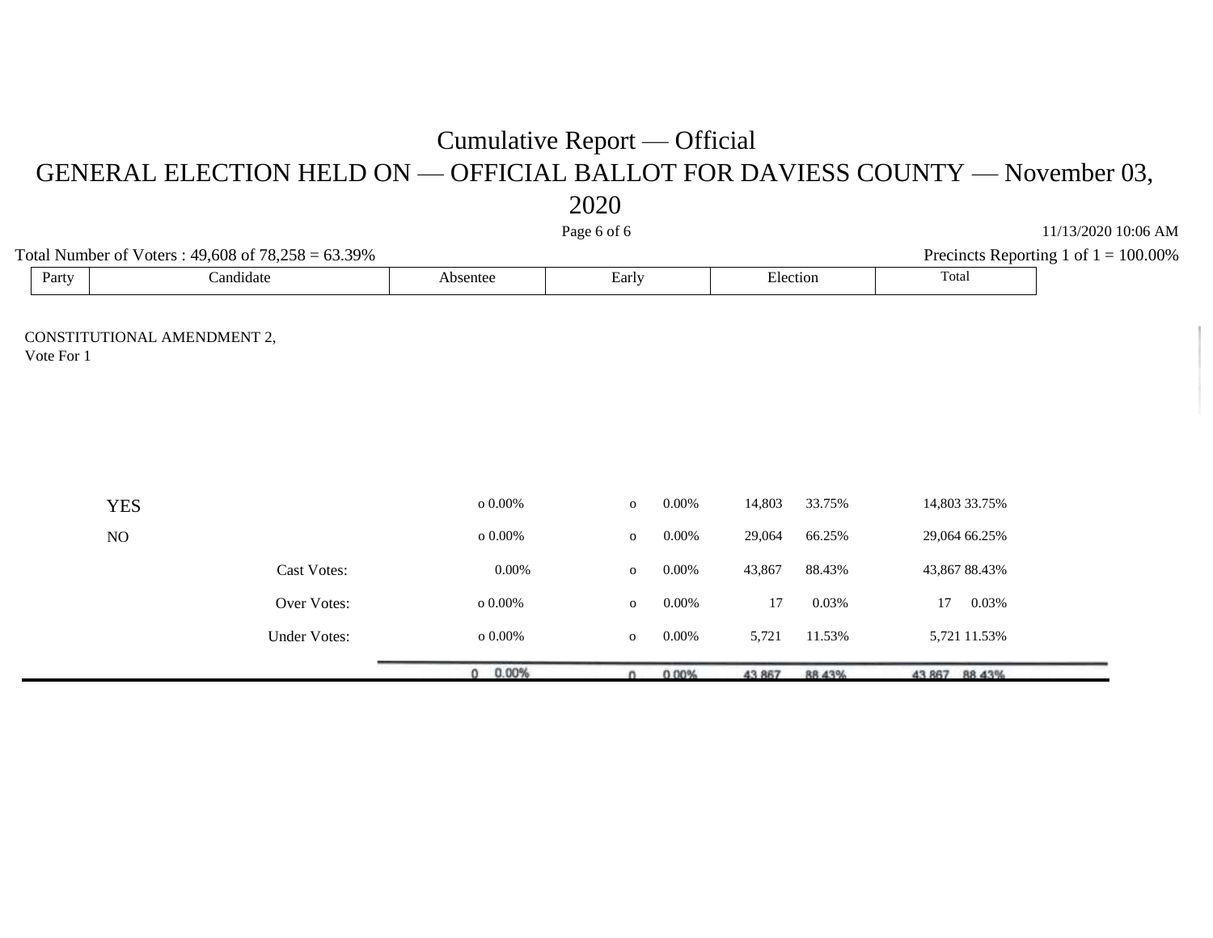# Cumulative Report — Official

# GENERAL ELECTION HELD ON — OFFICIAL BALLOT FOR DAVIESS COUNTY — November 03, 2020

11/13/2020 10:06 AM

Total Number of Voters : 49,608 of 78,258 = 63.39%

Precincts Reporting 1 of 1 = 100.00%

| Party | Candidate | Absentee | | Early | | Election | | Total | |
|---|---|---|---|---|---|---|---|---|---|
| CONSTITUTIONAL AMENDMENT 2, Vote For 1 | | | | | | | | | |
| | YES | o | 0.00% | o | 0.00% | 14,803 | 33.75% | 14,803 | 33.75% |
| | NO | o | 0.00% | o | 0.00% | 29,064 | 66.25% | 29,064 | 66.25% |
| | Cast Votes: | | 0.00% | o | 0.00% | 43,867 | 88.43% | 43,867 | 88.43% |
| | Over Votes: | o | 0.00% | o | 0.00% | 17 | 0.03% | 17 | 0.03% |
| | Under Votes: | o | 0.00% | o | 0.00% | 5,721 | 11.53% | 5,721 | 11.53% |
| | | 0 | 0.00% | 0 | 0.00% | 43,867 | 88.43% | 43,867 | 88.43% |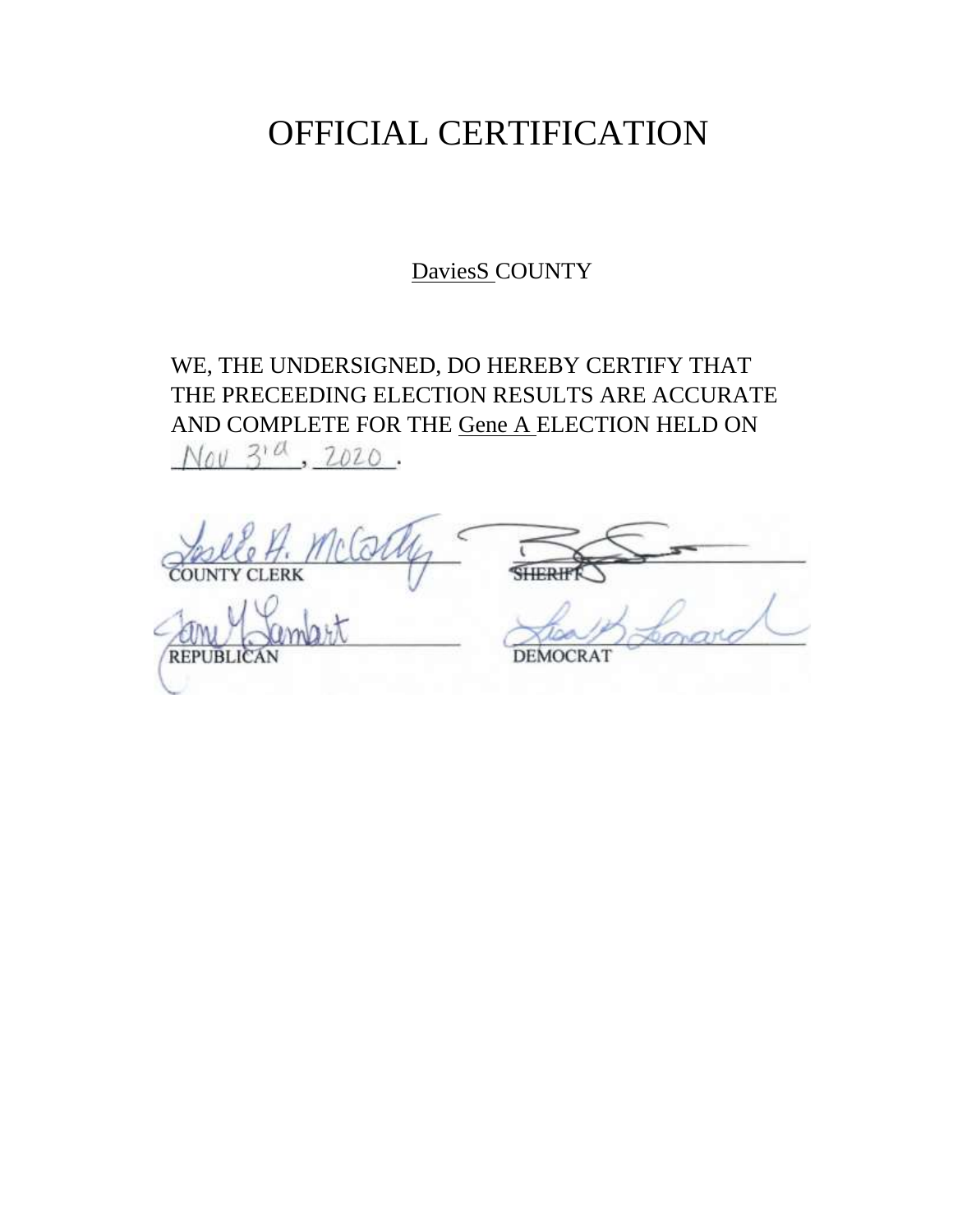# OFFICIAL CERTIFICATION

DaviesS COUNTY

WE, THE UNDERSIGNED, DO HEREBY CERTIFY THAT THE PRECEEDING ELECTION RESULTS ARE ACCURATE AND COMPLETE FOR THE Gene A ELECTION HELD ON Nov 3rd, 2020.

COUNTY CLERK

SHERIFF

REPUBLICAN

DEMOCRAT